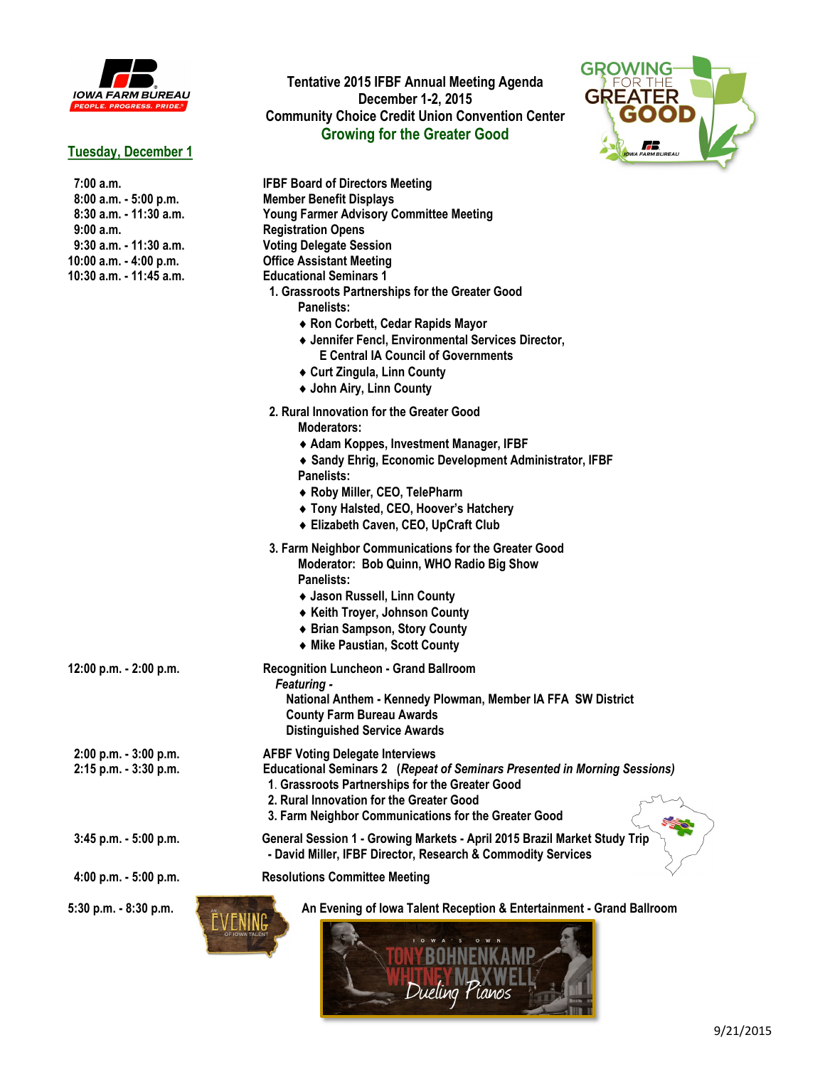# Tentative 2015 IFBF Annual Meeting Agenda

**December 1-2, 2015**

**Community Choice Credit Union Convention Center**

**Growing for the Greater Good**

## Tuesday, December 1

| Time | Event |
|---|---|
| 7:00 a.m. | IFBF Board of Directors Meeting |
| 8:00 a.m. - 5:00 p.m. | Member Benefit Displays |
| 8:30 a.m. - 11:30 a.m. | Young Farmer Advisory Committee Meeting |
| 9:00 a.m. | Registration Opens |
| 9:30 a.m. - 11:30 a.m. | Voting Delegate Session |
| 10:00 a.m. - 4:00 p.m. | Office Assistant Meeting |
| 10:30 a.m. - 11:45 a.m. | Educational Seminars 1 |

1. **Grassroots Partnerships for the Greater Good**

   Panelists:
   - ♦ Ron Corbett, Cedar Rapids Mayor
   - ♦ Jennifer Fencl, Environmental Services Director, E Central IA Council of Governments
   - ♦ Curt Zingula, Linn County
   - ♦ John Airy, Linn County

2. **Rural Innovation for the Greater Good**

   Moderators:
   - ♦ Adam Koppes, Investment Manager, IFBF
   - ♦ Sandy Ehrig, Economic Development Administrator, IFBF

   Panelists:
   - ♦ Roby Miller, CEO, TelePharm
   - ♦ Tony Halsted, CEO, Hoover's Hatchery
   - ♦ Elizabeth Caven, CEO, UpCraft Club

3. **Farm Neighbor Communications for the Greater Good**

   Moderator: Bob Quinn, WHO Radio Big Show

   Panelists:
   - ♦ Jason Russell, Linn County
   - ♦ Keith Troyer, Johnson County
   - ♦ Brian Sampson, Story County
   - ♦ Mike Paustian, Scott County

**12:00 p.m. - 2:00 p.m.** Recognition Luncheon - Grand Ballroom

*Featuring -*

National Anthem - Kennedy Plowman, Member IA FFA SW District

County Farm Bureau Awards

Distinguished Service Awards

**2:00 p.m. - 3:00 p.m.** AFBF Voting Delegate Interviews

**2:15 p.m. - 3:30 p.m.** Educational Seminars 2 (*Repeat of Seminars Presented in Morning Sessions)*

1. Grassroots Partnerships for the Greater Good
2. Rural Innovation for the Greater Good
3. Farm Neighbor Communications for the Greater Good

**3:45 p.m. - 5:00 p.m.** General Session 1 - Growing Markets - April 2015 Brazil Market Study Trip
- David Miller, IFBF Director, Research & Commodity Services

**4:00 p.m. - 5:00 p.m.** Resolutions Committee Meeting

**5:30 p.m. - 8:30 p.m.** An Evening of Iowa Talent Reception & Entertainment - Grand Ballroom

Iowa's Own Tony Bohnenkamp Whitney Maxwell Dueling Pianos

9/21/2015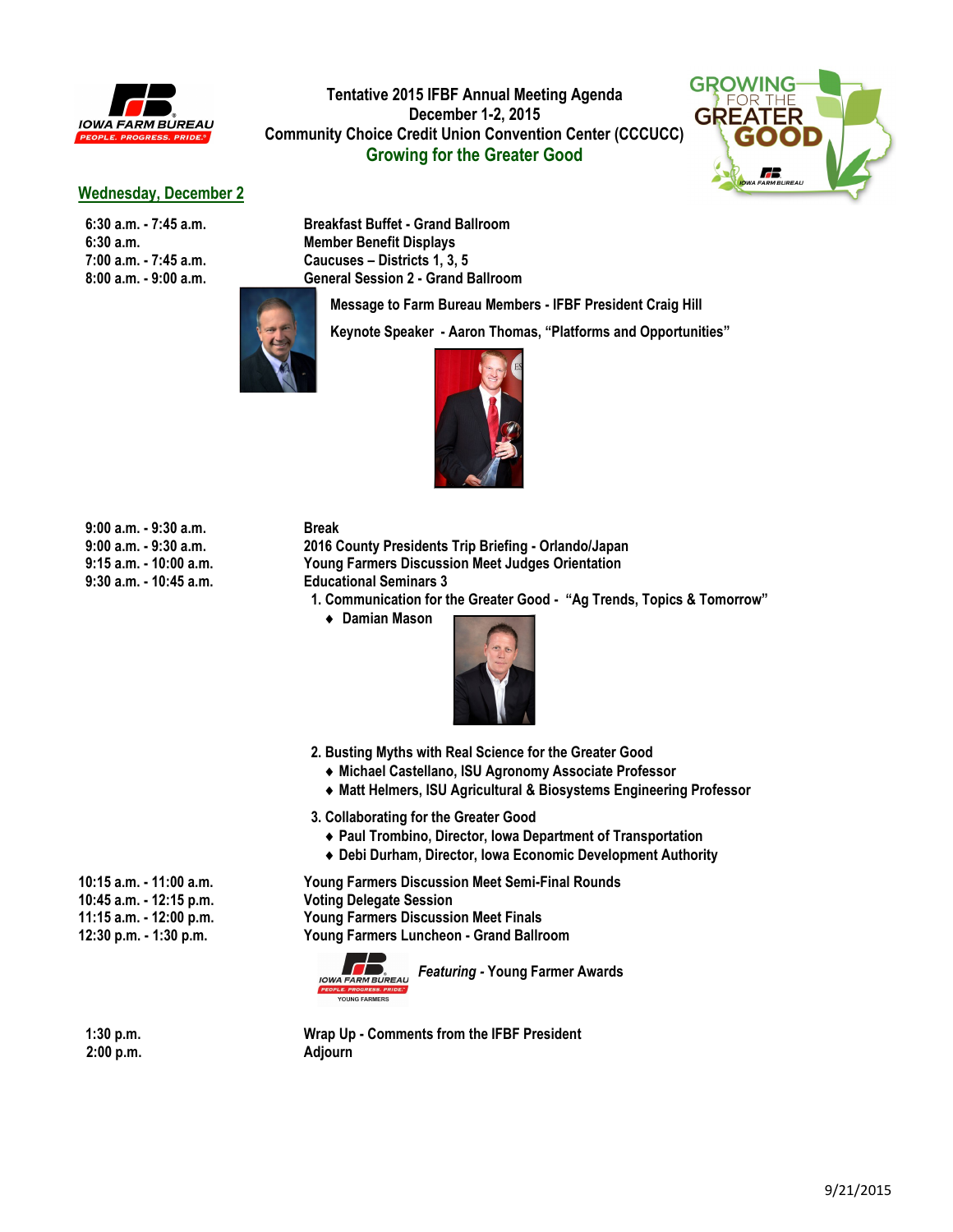# Tentative 2015 IFBF Annual Meeting Agenda

December 1-2, 2015

Community Choice Credit Union Convention Center (CCCUCC)

Growing for the Greater Good

## Wednesday, December 2

| | |
|---|---|
| 6:30 a.m. - 7:45 a.m. | Breakfast Buffet - Grand Ballroom |
| 6:30 a.m. | Member Benefit Displays |
| 7:00 a.m. - 7:45 a.m. | Caucuses – Districts 1, 3, 5 |
| 8:00 a.m. - 9:00 a.m. | General Session 2 - Grand Ballroom |

Message to Farm Bureau Members - IFBF President Craig Hill

Keynote Speaker - Aaron Thomas, "Platforms and Opportunities"

| | |
|---|---|
| 9:00 a.m. - 9:30 a.m. | Break |
| 9:00 a.m. - 9:30 a.m. | 2016 County Presidents Trip Briefing - Orlando/Japan |
| 9:15 a.m. - 10:00 a.m. | Young Farmers Discussion Meet Judges Orientation |
| 9:30 a.m. - 10:45 a.m. | Educational Seminars 3 |

1. Communication for the Greater Good - "Ag Trends, Topics & Tomorrow"
   - Damian Mason
2. Busting Myths with Real Science for the Greater Good
   - Michael Castellano, ISU Agronomy Associate Professor
   - Matt Helmers, ISU Agricultural & Biosystems Engineering Professor
3. Collaborating for the Greater Good
   - Paul Trombino, Director, Iowa Department of Transportation
   - Debi Durham, Director, Iowa Economic Development Authority

| | |
|---|---|
| 10:15 a.m. - 11:00 a.m. | Young Farmers Discussion Meet Semi-Final Rounds |
| 10:45 a.m. - 12:15 p.m. | Voting Delegate Session |
| 11:15 a.m. - 12:00 p.m. | Young Farmers Discussion Meet Finals |
| 12:30 p.m. - 1:30 p.m. | Young Farmers Luncheon - Grand Ballroom |

*Featuring* - Young Farmer Awards

| | |
|---|---|
| 1:30 p.m. | Wrap Up - Comments from the IFBF President |
| 2:00 p.m. | Adjourn |

9/21/2015